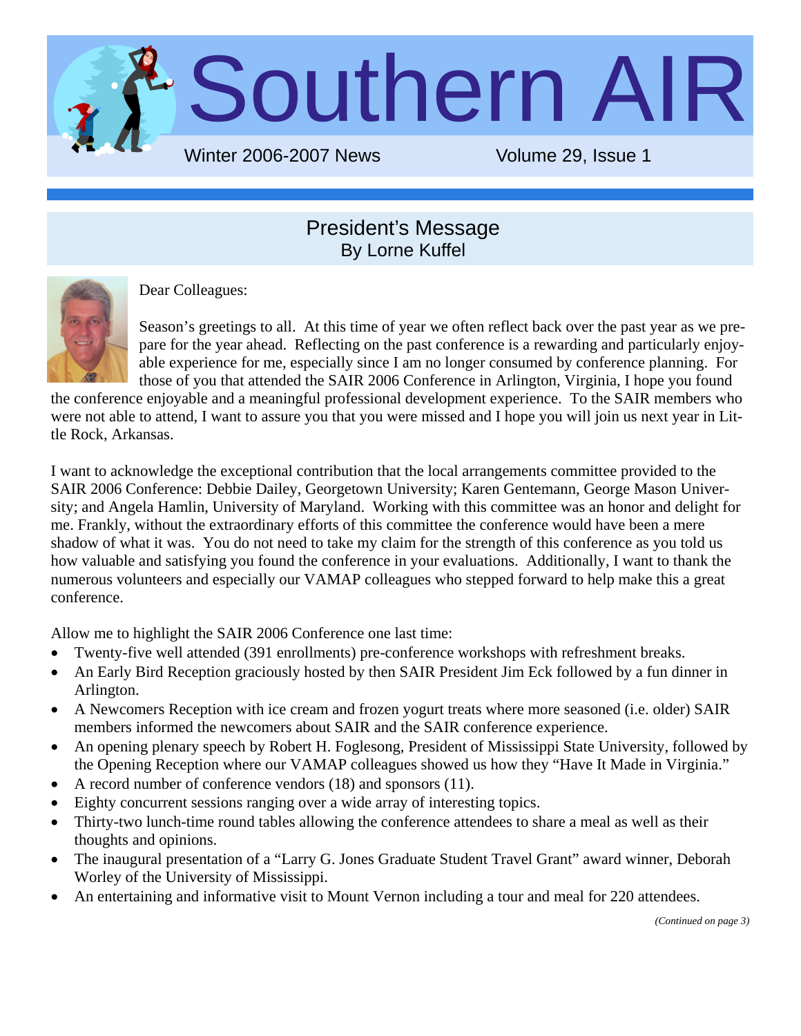# Southern AIR

Winter 2006-2007 News Volume 29, Issue 1

## President's Message

By Lorne Kuffel

Dear Colleagues:

Season's greetings to all. At this time of year we often reflect back over the past year as we prepare for the year ahead. Reflecting on the past conference is a rewarding and particularly enjoyable experience for me, especially since I am no longer consumed by conference planning. For those of you that attended the SAIR 2006 Conference in Arlington, Virginia, I hope you found the conference enjoyable and a meaningful professional development experience. To the SAIR members who were not able to attend, I want to assure you that you were missed and I hope you will join us next year in Little Rock, Arkansas.

I want to acknowledge the exceptional contribution that the local arrangements committee provided to the SAIR 2006 Conference: Debbie Dailey, Georgetown University; Karen Gentemann, George Mason University; and Angela Hamlin, University of Maryland. Working with this committee was an honor and delight for me. Frankly, without the extraordinary efforts of this committee the conference would have been a mere shadow of what it was. You do not need to take my claim for the strength of this conference as you told us how valuable and satisfying you found the conference in your evaluations. Additionally, I want to thank the numerous volunteers and especially our VAMAP colleagues who stepped forward to help make this a great conference.

Allow me to highlight the SAIR 2006 Conference one last time:

- Twenty-five well attended (391 enrollments) pre-conference workshops with refreshment breaks.
- An Early Bird Reception graciously hosted by then SAIR President Jim Eck followed by a fun dinner in Arlington.
- A Newcomers Reception with ice cream and frozen yogurt treats where more seasoned (i.e. older) SAIR members informed the newcomers about SAIR and the SAIR conference experience.
- An opening plenary speech by Robert H. Foglesong, President of Mississippi State University, followed by the Opening Reception where our VAMAP colleagues showed us how they "Have It Made in Virginia."
- A record number of conference vendors (18) and sponsors (11).
- Eighty concurrent sessions ranging over a wide array of interesting topics.
- Thirty-two lunch-time round tables allowing the conference attendees to share a meal as well as their thoughts and opinions.
- The inaugural presentation of a "Larry G. Jones Graduate Student Travel Grant" award winner, Deborah Worley of the University of Mississippi.
- An entertaining and informative visit to Mount Vernon including a tour and meal for 220 attendees.

*(Continued on page 3)*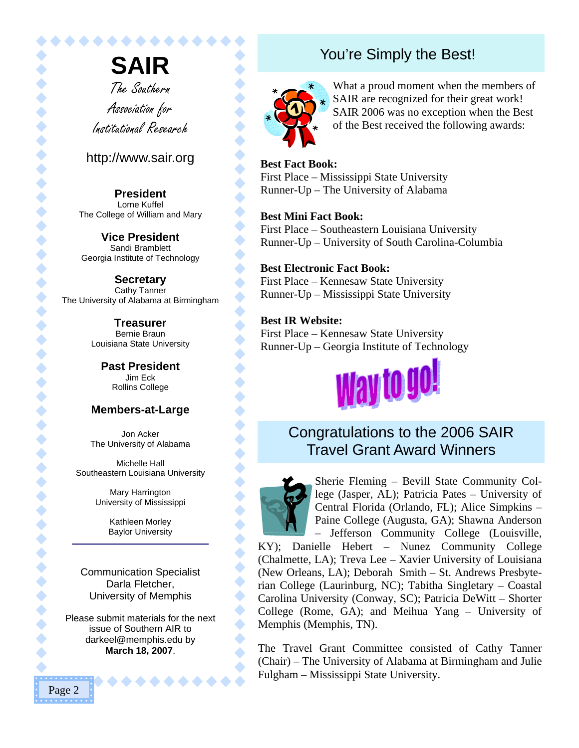# SAIR

*The Southern Association for Institutional Research*

http://www.sair.org

**President**
Lorne Kuffel
The College of William and Mary

**Vice President**
Sandi Bramblett
Georgia Institute of Technology

**Secretary**
Cathy Tanner
The University of Alabama at Birmingham

**Treasurer**
Bernie Braun
Louisiana State University

**Past President**
Jim Eck
Rollins College

**Members-at-Large**

Jon Acker
The University of Alabama

Michelle Hall
Southeastern Louisiana University

Mary Harrington
University of Mississippi

Kathleen Morley
Baylor University

---

Communication Specialist
Darla Fletcher,
University of Memphis

Please submit materials for the next issue of Southern AIR to darkeel@memphis.edu by **March 18, 2007**.

## You're Simply the Best!

What a proud moment when the members of SAIR are recognized for their great work! SAIR 2006 was no exception when the Best of the Best received the following awards:

**Best Fact Book:**
First Place – Mississippi State University
Runner-Up – The University of Alabama

**Best Mini Fact Book:**
First Place – Southeastern Louisiana University
Runner-Up – University of South Carolina-Columbia

**Best Electronic Fact Book:**
First Place – Kennesaw State University
Runner-Up – Mississippi State University

**Best IR Website:**
First Place – Kennesaw State University
Runner-Up – Georgia Institute of Technology

Way to go!

## Congratulations to the 2006 SAIR Travel Grant Award Winners

Sherie Fleming – Bevill State Community College (Jasper, AL); Patricia Pates – University of Central Florida (Orlando, FL); Alice Simpkins – Paine College (Augusta, GA); Shawna Anderson – Jefferson Community College (Louisville, KY); Danielle Hebert – Nunez Community College (Chalmette, LA); Treva Lee – Xavier University of Louisiana (New Orleans, LA); Deborah Smith – St. Andrews Presbyterian College (Laurinburg, NC); Tabitha Singletary – Coastal Carolina University (Conway, SC); Patricia DeWitt – Shorter College (Rome, GA); and Meihua Yang – University of Memphis (Memphis, TN).

The Travel Grant Committee consisted of Cathy Tanner (Chair) – The University of Alabama at Birmingham and Julie Fulgham – Mississippi State University.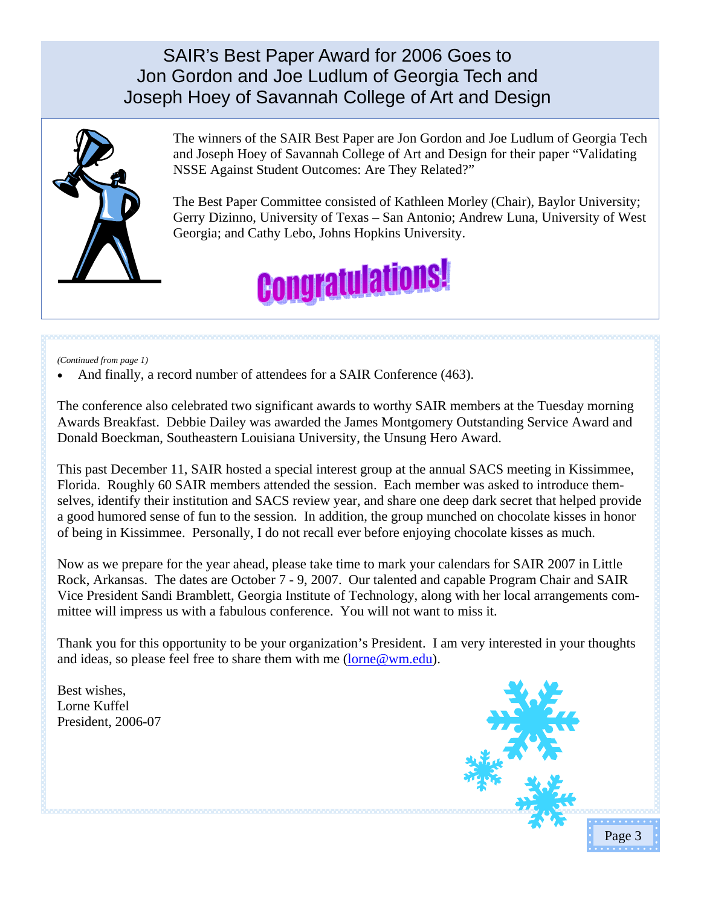# SAIR's Best Paper Award for 2006 Goes to Jon Gordon and Joe Ludlum of Georgia Tech and Joseph Hoey of Savannah College of Art and Design

The winners of the SAIR Best Paper are Jon Gordon and Joe Ludlum of Georgia Tech and Joseph Hoey of Savannah College of Art and Design for their paper "Validating NSSE Against Student Outcomes: Are They Related?"

The Best Paper Committee consisted of Kathleen Morley (Chair), Baylor University; Gerry Dizinno, University of Texas – San Antonio; Andrew Luna, University of West Georgia; and Cathy Lebo, Johns Hopkins University.

**Congratulations!**

---

*(Continued from page 1)*

- And finally, a record number of attendees for a SAIR Conference (463).

The conference also celebrated two significant awards to worthy SAIR members at the Tuesday morning Awards Breakfast. Debbie Dailey was awarded the James Montgomery Outstanding Service Award and Donald Boeckman, Southeastern Louisiana University, the Unsung Hero Award.

This past December 11, SAIR hosted a special interest group at the annual SACS meeting in Kissimmee, Florida. Roughly 60 SAIR members attended the session. Each member was asked to introduce themselves, identify their institution and SACS review year, and share one deep dark secret that helped provide a good humored sense of fun to the session. In addition, the group munched on chocolate kisses in honor of being in Kissimmee. Personally, I do not recall ever before enjoying chocolate kisses as much.

Now as we prepare for the year ahead, please take time to mark your calendars for SAIR 2007 in Little Rock, Arkansas. The dates are October 7 - 9, 2007. Our talented and capable Program Chair and SAIR Vice President Sandi Bramblett, Georgia Institute of Technology, along with her local arrangements committee will impress us with a fabulous conference. You will not want to miss it.

Thank you for this opportunity to be your organization's President. I am very interested in your thoughts and ideas, so please feel free to share them with me (lorne@wm.edu).

Best wishes,
Lorne Kuffel
President, 2006-07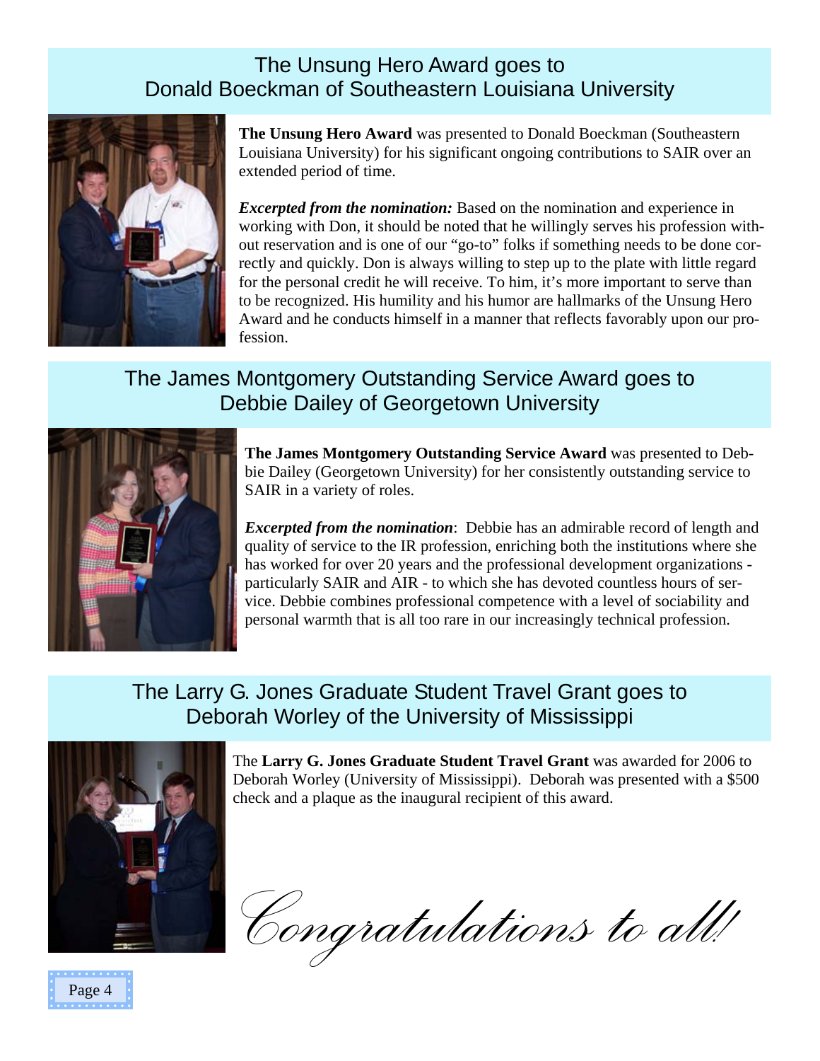## The Unsung Hero Award goes to Donald Boeckman of Southeastern Louisiana University

**The Unsung Hero Award** was presented to Donald Boeckman (Southeastern Louisiana University) for his significant ongoing contributions to SAIR over an extended period of time.

***Excerpted from the nomination:*** Based on the nomination and experience in working with Don, it should be noted that he willingly serves his profession without reservation and is one of our "go-to" folks if something needs to be done correctly and quickly. Don is always willing to step up to the plate with little regard for the personal credit he will receive. To him, it's more important to serve than to be recognized. His humility and his humor are hallmarks of the Unsung Hero Award and he conducts himself in a manner that reflects favorably upon our profession.

## The James Montgomery Outstanding Service Award goes to Debbie Dailey of Georgetown University

**The James Montgomery Outstanding Service Award** was presented to Debbie Dailey (Georgetown University) for her consistently outstanding service to SAIR in a variety of roles.

***Excerpted from the nomination***: Debbie has an admirable record of length and quality of service to the IR profession, enriching both the institutions where she has worked for over 20 years and the professional development organizations - particularly SAIR and AIR - to which she has devoted countless hours of service. Debbie combines professional competence with a level of sociability and personal warmth that is all too rare in our increasingly technical profession.

## The Larry G. Jones Graduate Student Travel Grant goes to Deborah Worley of the University of Mississippi

The **Larry G. Jones Graduate Student Travel Grant** was awarded for 2006 to Deborah Worley (University of Mississippi). Deborah was presented with a $500 check and a plaque as the inaugural recipient of this award.

*Congratulations to all!*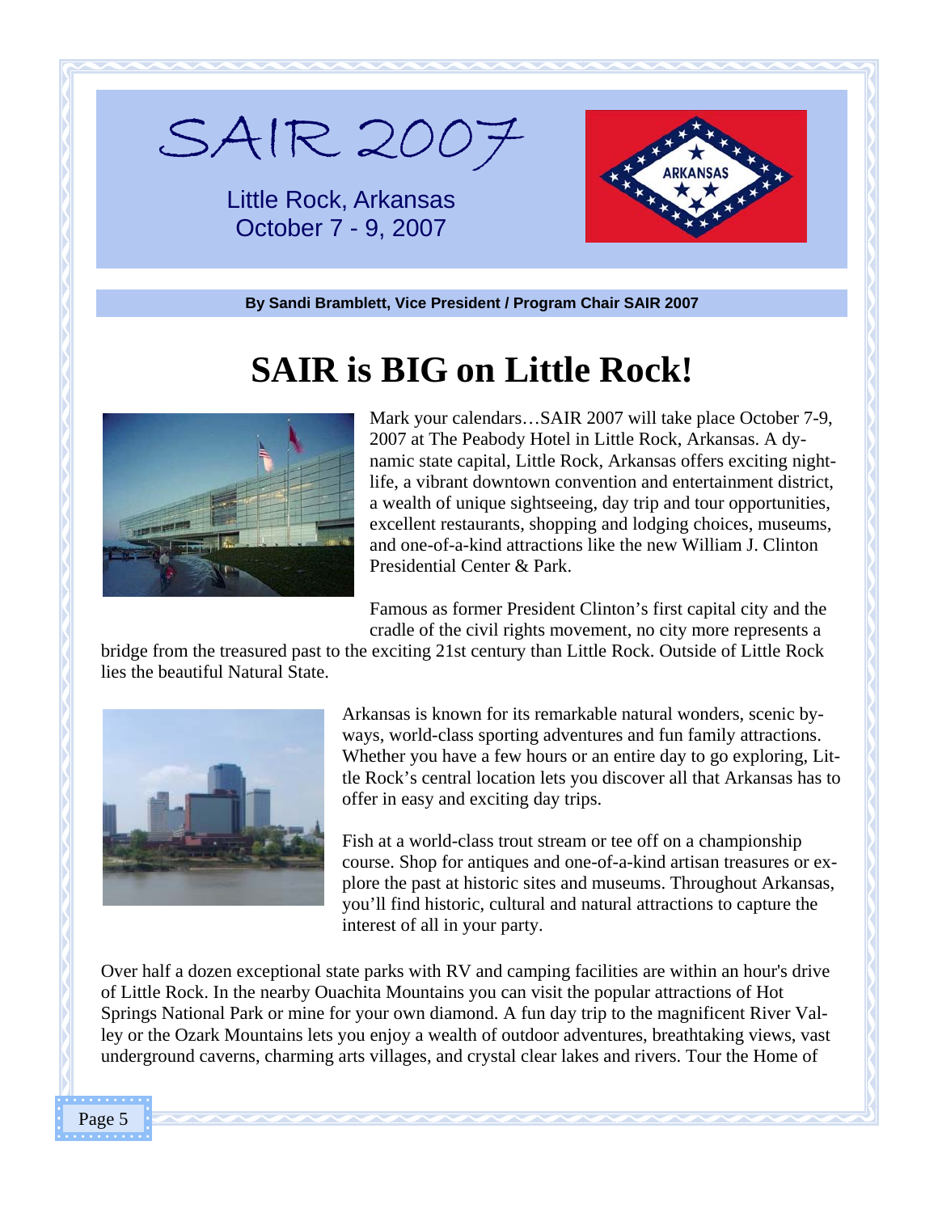# SAIR 2007

Little Rock, Arkansas
October 7 - 9, 2007

ARKANSAS

**By Sandi Bramblett, Vice President / Program Chair SAIR 2007**

## SAIR is BIG on Little Rock!

Mark your calendars…SAIR 2007 will take place October 7-9, 2007 at The Peabody Hotel in Little Rock, Arkansas. A dynamic state capital, Little Rock, Arkansas offers exciting nightlife, a vibrant downtown convention and entertainment district, a wealth of unique sightseeing, day trip and tour opportunities, excellent restaurants, shopping and lodging choices, museums, and one-of-a-kind attractions like the new William J. Clinton Presidential Center & Park.

Famous as former President Clinton's first capital city and the cradle of the civil rights movement, no city more represents a bridge from the treasured past to the exciting 21st century than Little Rock. Outside of Little Rock lies the beautiful Natural State.

Arkansas is known for its remarkable natural wonders, scenic byways, world-class sporting adventures and fun family attractions. Whether you have a few hours or an entire day to go exploring, Little Rock's central location lets you discover all that Arkansas has to offer in easy and exciting day trips.

Fish at a world-class trout stream or tee off on a championship course. Shop for antiques and one-of-a-kind artisan treasures or explore the past at historic sites and museums. Throughout Arkansas, you'll find historic, cultural and natural attractions to capture the interest of all in your party.

Over half a dozen exceptional state parks with RV and camping facilities are within an hour's drive of Little Rock. In the nearby Ouachita Mountains you can visit the popular attractions of Hot Springs National Park or mine for your own diamond. A fun day trip to the magnificent River Valley or the Ozark Mountains lets you enjoy a wealth of outdoor adventures, breathtaking views, vast underground caverns, charming arts villages, and crystal clear lakes and rivers. Tour the Home of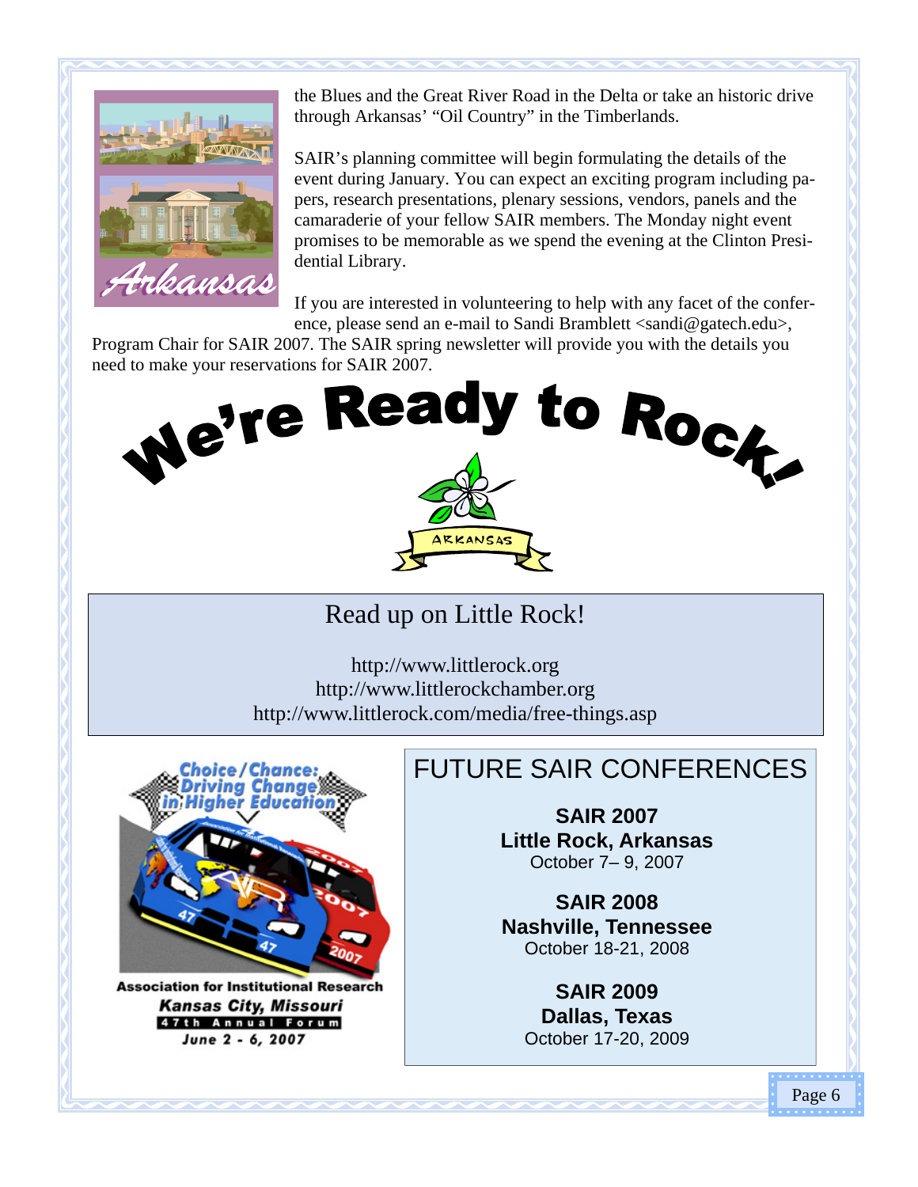the Blues and the Great River Road in the Delta or take an historic drive through Arkansas' "Oil Country" in the Timberlands.

SAIR's planning committee will begin formulating the details of the event during January. You can expect an exciting program including papers, research presentations, plenary sessions, vendors, panels and the camaraderie of your fellow SAIR members. The Monday night event promises to be memorable as we spend the evening at the Clinton Presidential Library.

If you are interested in volunteering to help with any facet of the conference, please send an e-mail to Sandi Bramblett <sandi@gatech.edu>, Program Chair for SAIR 2007. The SAIR spring newsletter will provide you with the details you need to make your reservations for SAIR 2007.

# We're Ready to Rock!

ARKANSAS

## Read up on Little Rock!

http://www.littlerock.org
http://www.littlerockchamber.org
http://www.littlerock.com/media/free-things.asp

**Choice/Chance: Driving Change in Higher Education**

**Association for Institutional Research**
***Kansas City, Missouri***
**47th Annual Forum**
***June 2 - 6, 2007***

## FUTURE SAIR CONFERENCES

**SAIR 2007**
**Little Rock, Arkansas**
October 7– 9, 2007

**SAIR 2008**
**Nashville, Tennessee**
October 18-21, 2008

**SAIR 2009**
**Dallas, Texas**
October 17-20, 2009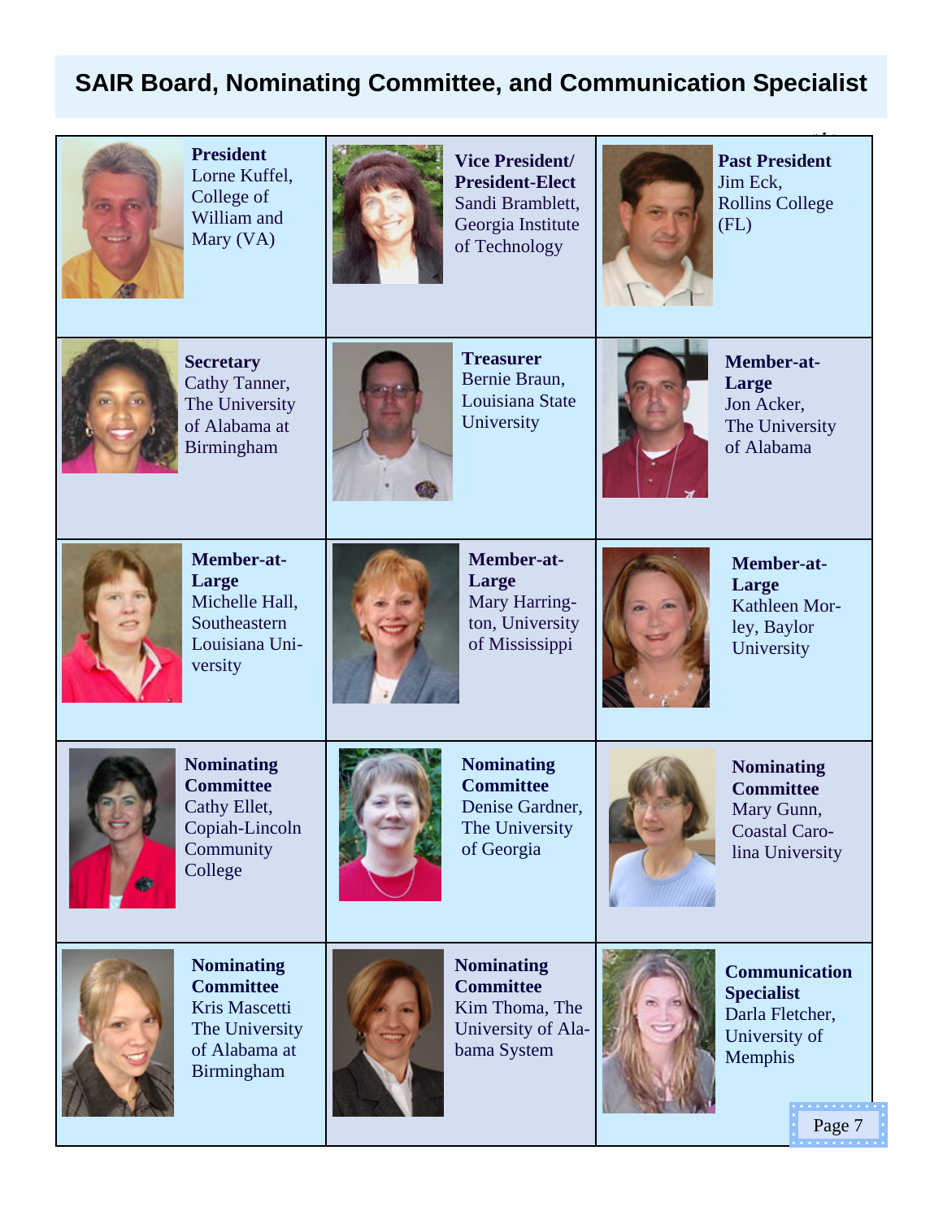## SAIR Board, Nominating Committee, and Communication Specialist

**President**
Lorne Kuffel, College of William and Mary (VA)

**Vice President/ President-Elect**
Sandi Bramblett, Georgia Institute of Technology

**Past President**
Jim Eck, Rollins College (FL)

**Secretary**
Cathy Tanner, The University of Alabama at Birmingham

**Treasurer**
Bernie Braun, Louisiana State University

**Member-at-Large**
Jon Acker, The University of Alabama

**Member-at-Large**
Michelle Hall, Southeastern Louisiana University

**Member-at-Large**
Mary Harrington, University of Mississippi

**Member-at-Large**
Kathleen Morley, Baylor University

**Nominating Committee**
Cathy Ellet, Copiah-Lincoln Community College

**Nominating Committee**
Denise Gardner, The University of Georgia

**Nominating Committee**
Mary Gunn, Coastal Carolina University

**Nominating Committee**
Kris Mascetti The University of Alabama at Birmingham

**Nominating Committee**
Kim Thoma, The University of Alabama System

**Communication Specialist**
Darla Fletcher, University of Memphis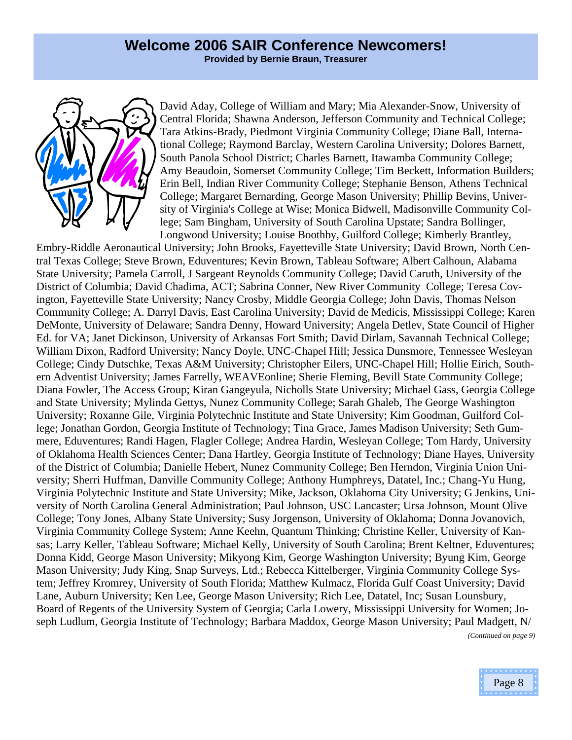# Welcome 2006 SAIR Conference Newcomers!

**Provided by Bernie Braun, Treasurer**

David Aday, College of William and Mary; Mia Alexander-Snow, University of Central Florida; Shawna Anderson, Jefferson Community and Technical College; Tara Atkins-Brady, Piedmont Virginia Community College; Diane Ball, International College; Raymond Barclay, Western Carolina University; Dolores Barnett, South Panola School District; Charles Barnett, Itawamba Community College; Amy Beaudoin, Somerset Community College; Tim Beckett, Information Builders; Erin Bell, Indian River Community College; Stephanie Benson, Athens Technical College; Margaret Bernarding, George Mason University; Phillip Bevins, University of Virginia's College at Wise; Monica Bidwell, Madisonville Community College; Sam Bingham, University of South Carolina Upstate; Sandra Bollinger, Longwood University; Louise Boothby, Guilford College; Kimberly Brantley, Embry-Riddle Aeronautical University; John Brooks, Fayetteville State University; David Brown, North Central Texas College; Steve Brown, Eduventures; Kevin Brown, Tableau Software; Albert Calhoun, Alabama State University; Pamela Carroll, J Sargeant Reynolds Community College; David Caruth, University of the District of Columbia; David Chadima, ACT; Sabrina Conner, New River Community College; Teresa Covington, Fayetteville State University; Nancy Crosby, Middle Georgia College; John Davis, Thomas Nelson Community College; A. Darryl Davis, East Carolina University; David de Medicis, Mississippi College; Karen DeMonte, University of Delaware; Sandra Denny, Howard University; Angela Detlev, State Council of Higher Ed. for VA; Janet Dickinson, University of Arkansas Fort Smith; David Dirlam, Savannah Technical College; William Dixon, Radford University; Nancy Doyle, UNC-Chapel Hill; Jessica Dunsmore, Tennessee Wesleyan College; Cindy Dutschke, Texas A&M University; Christopher Eilers, UNC-Chapel Hill; Hollie Eirich, Southern Adventist University; James Farrelly, WEAVEonline; Sherie Fleming, Bevill State Community College; Diana Fowler, The Access Group; Kiran Gangeyula, Nicholls State University; Michael Gass, Georgia College and State University; Mylinda Gettys, Nunez Community College; Sarah Ghaleb, The George Washington University; Roxanne Gile, Virginia Polytechnic Institute and State University; Kim Goodman, Guilford College; Jonathan Gordon, Georgia Institute of Technology; Tina Grace, James Madison University; Seth Gummere, Eduventures; Randi Hagen, Flagler College; Andrea Hardin, Wesleyan College; Tom Hardy, University of Oklahoma Health Sciences Center; Dana Hartley, Georgia Institute of Technology; Diane Hayes, University of the District of Columbia; Danielle Hebert, Nunez Community College; Ben Herndon, Virginia Union University; Sherri Huffman, Danville Community College; Anthony Humphreys, Datatel, Inc.; Chang-Yu Hung, Virginia Polytechnic Institute and State University; Mike, Jackson, Oklahoma City University; G Jenkins, University of North Carolina General Administration; Paul Johnson, USC Lancaster; Ursa Johnson, Mount Olive College; Tony Jones, Albany State University; Susy Jorgenson, University of Oklahoma; Donna Jovanovich, Virginia Community College System; Anne Keehn, Quantum Thinking; Christine Keller, University of Kansas; Larry Keller, Tableau Software; Michael Kelly, University of South Carolina; Brent Keltner, Eduventures; Donna Kidd, George Mason University; Mikyong Kim, George Washington University; Byung Kim, George Mason University; Judy King, Snap Surveys, Ltd.; Rebecca Kittelberger, Virginia Community College System; Jeffrey Kromrey, University of South Florida; Matthew Kulmacz, Florida Gulf Coast University; David Lane, Auburn University; Ken Lee, George Mason University; Rich Lee, Datatel, Inc; Susan Lounsbury, Board of Regents of the University System of Georgia; Carla Lowery, Mississippi University for Women; Joseph Ludlum, Georgia Institute of Technology; Barbara Maddox, George Mason University; Paul Madgett, N/

*(Continued on page 9)*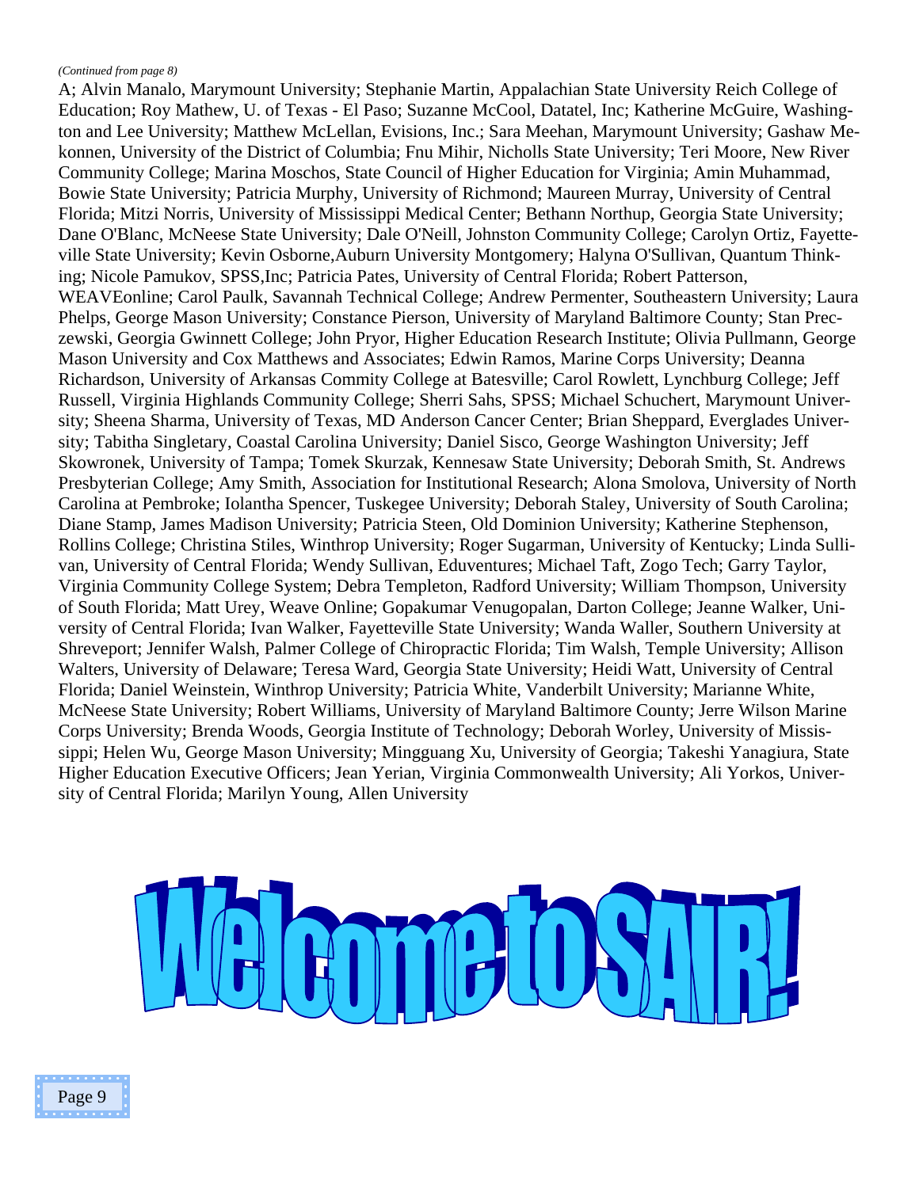*(Continued from page 8)*

A; Alvin Manalo, Marymount University; Stephanie Martin, Appalachian State University Reich College of Education; Roy Mathew, U. of Texas - El Paso; Suzanne McCool, Datatel, Inc; Katherine McGuire, Washington and Lee University; Matthew McLellan, Evisions, Inc.; Sara Meehan, Marymount University; Gashaw Mekonnen, University of the District of Columbia; Fnu Mihir, Nicholls State University; Teri Moore, New River Community College; Marina Moschos, State Council of Higher Education for Virginia; Amin Muhammad, Bowie State University; Patricia Murphy, University of Richmond; Maureen Murray, University of Central Florida; Mitzi Norris, University of Mississippi Medical Center; Bethann Northup, Georgia State University; Dane O'Blanc, McNeese State University; Dale O'Neill, Johnston Community College; Carolyn Ortiz, Fayetteville State University; Kevin Osborne,Auburn University Montgomery; Halyna O'Sullivan, Quantum Thinking; Nicole Pamukov, SPSS,Inc; Patricia Pates, University of Central Florida; Robert Patterson, WEAVEonline; Carol Paulk, Savannah Technical College; Andrew Permenter, Southeastern University; Laura Phelps, George Mason University; Constance Pierson, University of Maryland Baltimore County; Stan Preczewski, Georgia Gwinnett College; John Pryor, Higher Education Research Institute; Olivia Pullmann, George Mason University and Cox Matthews and Associates; Edwin Ramos, Marine Corps University; Deanna Richardson, University of Arkansas Commity College at Batesville; Carol Rowlett, Lynchburg College; Jeff Russell, Virginia Highlands Community College; Sherri Sahs, SPSS; Michael Schuchert, Marymount University; Sheena Sharma, University of Texas, MD Anderson Cancer Center; Brian Sheppard, Everglades University; Tabitha Singletary, Coastal Carolina University; Daniel Sisco, George Washington University; Jeff Skowronek, University of Tampa; Tomek Skurzak, Kennesaw State University; Deborah Smith, St. Andrews Presbyterian College; Amy Smith, Association for Institutional Research; Alona Smolova, University of North Carolina at Pembroke; Iolantha Spencer, Tuskegee University; Deborah Staley, University of South Carolina; Diane Stamp, James Madison University; Patricia Steen, Old Dominion University; Katherine Stephenson, Rollins College; Christina Stiles, Winthrop University; Roger Sugarman, University of Kentucky; Linda Sullivan, University of Central Florida; Wendy Sullivan, Eduventures; Michael Taft, Zogo Tech; Garry Taylor, Virginia Community College System; Debra Templeton, Radford University; William Thompson, University of South Florida; Matt Urey, Weave Online; Gopakumar Venugopalan, Darton College; Jeanne Walker, University of Central Florida; Ivan Walker, Fayetteville State University; Wanda Waller, Southern University at Shreveport; Jennifer Walsh, Palmer College of Chiropractic Florida; Tim Walsh, Temple University; Allison Walters, University of Delaware; Teresa Ward, Georgia State University; Heidi Watt, University of Central Florida; Daniel Weinstein, Winthrop University; Patricia White, Vanderbilt University; Marianne White, McNeese State University; Robert Williams, University of Maryland Baltimore County; Jerre Wilson Marine Corps University; Brenda Woods, Georgia Institute of Technology; Deborah Worley, University of Mississippi; Helen Wu, George Mason University; Mingguang Xu, University of Georgia; Takeshi Yanagiura, State Higher Education Executive Officers; Jean Yerian, Virginia Commonwealth University; Ali Yorkos, University of Central Florida; Marilyn Young, Allen University

# Welcome to SAIR!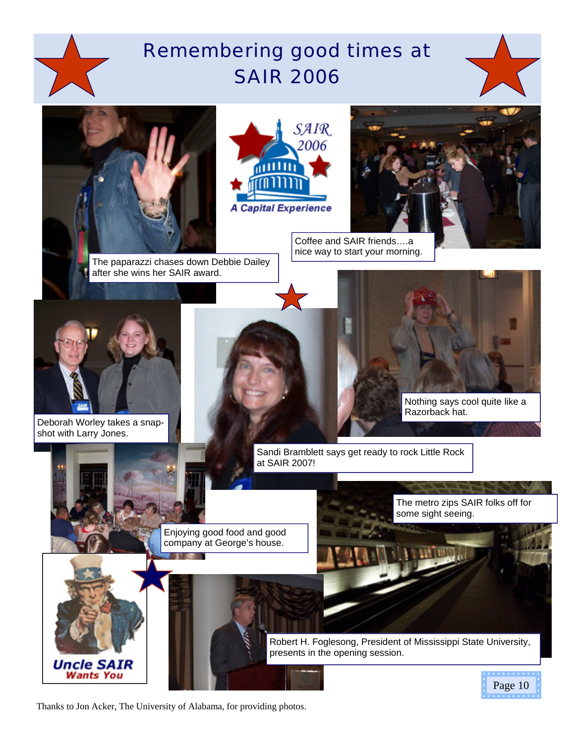# Remembering good times at SAIR 2006

SAIR 2006

A Capital Experience

The paparazzi chases down Debbie Dailey after she wins her SAIR award.

Coffee and SAIR friends….a nice way to start your morning.

Deborah Worley takes a snap-shot with Larry Jones.

Nothing says cool quite like a Razorback hat.

Sandi Bramblett says get ready to rock Little Rock at SAIR 2007!

The metro zips SAIR folks off for some sight seeing.

Enjoying good food and good company at George's house.

Uncle SAIR Wants You

Robert H. Foglesong, President of Mississippi State University, presents in the opening session.

Thanks to Jon Acker, The University of Alabama, for providing photos.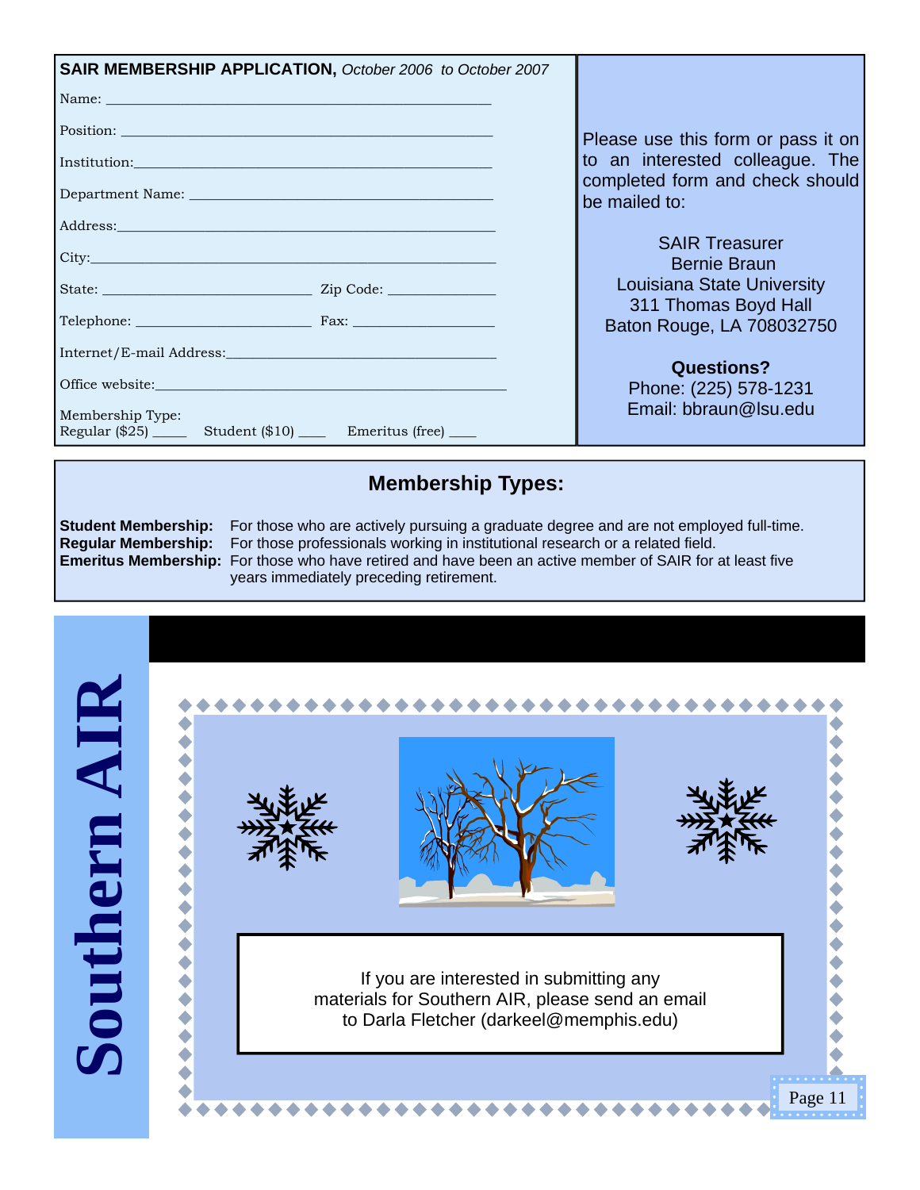**SAIR MEMBERSHIP APPLICATION,** *October 2006 to October 2007*

Name: ______________________________________________

Position: ____________________________________________

Institution:__________________________________________

Department Name: ____________________________________

Address:_____________________________________________

City:________________________________________________

State: _________________________ Zip Code: ____________

Telephone: ______________________ Fax: ________________

Internet/E-mail Address:________________________________

Office website:_______________________________________

Membership Type:
Regular ($25) _____ Student ($10) ____ Emeritus (free) ____

Please use this form or pass it on to an interested colleague. The completed form and check should be mailed to:

SAIR Treasurer
Bernie Braun
Louisiana State University
311 Thomas Boyd Hall
Baton Rouge, LA 708032750

**Questions?**
Phone: (225) 578-1231
Email: bbraun@lsu.edu

## Membership Types:

**Student Membership:** For those who are actively pursuing a graduate degree and are not employed full-time.

**Regular Membership:** For those professionals working in institutional research or a related field.

**Emeritus Membership:** For those who have retired and have been an active member of SAIR for at least five years immediately preceding retirement.

# Southern AIR

If you are interested in submitting any materials for Southern AIR, please send an email to Darla Fletcher (darkeel@memphis.edu)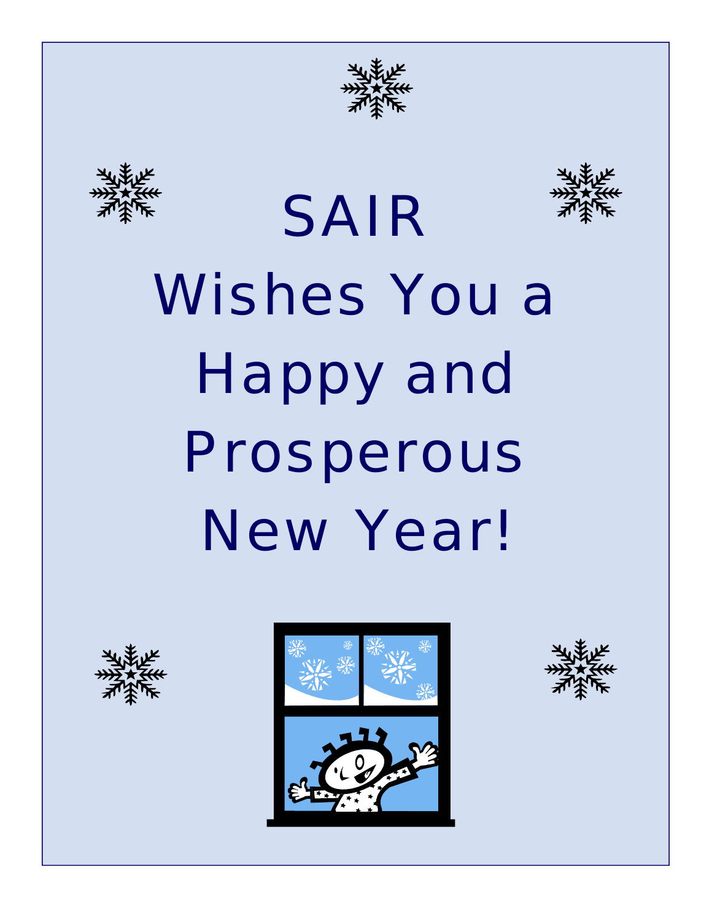# SAIR

# Wishes You a Happy and Prosperous New Year!